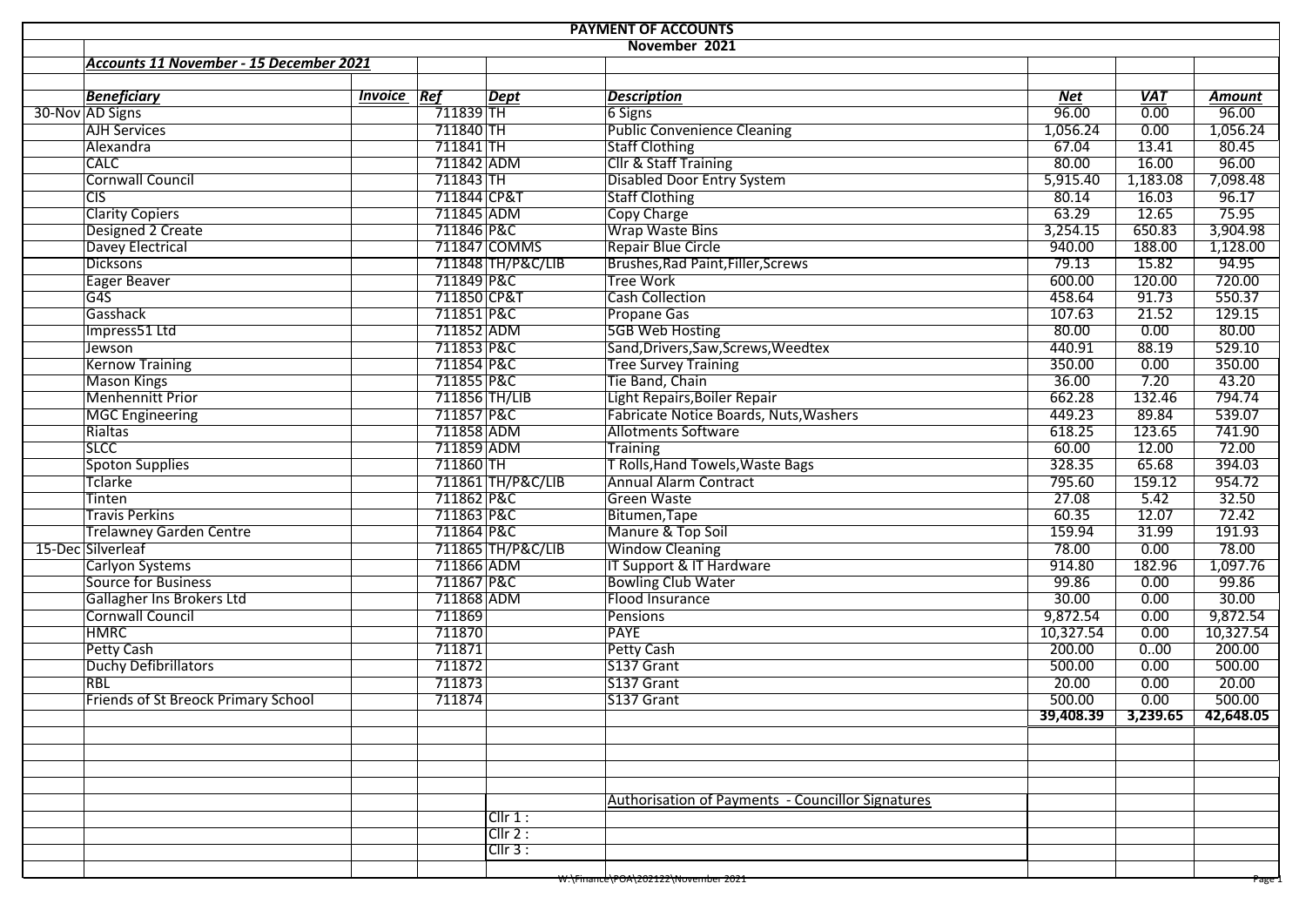# PAYMENT OF ACCOUNTS

## November 2021

***Accounts 11 November - 15 December 2021***

| | *Beneficiary* | *Invoice* | *Ref* | *Dept* | *Description* | *Net* | *VAT* | *Amount* |
|---|---|---|---|---|---|---|---|---|
| 30-Nov | AD Signs | | 711839 | TH | 6 Signs | 96.00 | 0.00 | 96.00 |
| | AJH Services | | 711840 | TH | Public Convenience Cleaning | 1,056.24 | 0.00 | 1,056.24 |
| | Alexandra | | 711841 | TH | Staff Clothing | 67.04 | 13.41 | 80.45 |
| | CALC | | 711842 | ADM | Cllr & Staff Training | 80.00 | 16.00 | 96.00 |
| | Cornwall Council | | 711843 | TH | Disabled Door Entry System | 5,915.40 | 1,183.08 | 7,098.48 |
| | CIS | | 711844 | CP&T | Staff Clothing | 80.14 | 16.03 | 96.17 |
| | Clarity Copiers | | 711845 | ADM | Copy Charge | 63.29 | 12.65 | 75.95 |
| | Designed 2 Create | | 711846 | P&C | Wrap Waste Bins | 3,254.15 | 650.83 | 3,904.98 |
| | Davey Electrical | | 711847 | COMMS | Repair Blue Circle | 940.00 | 188.00 | 1,128.00 |
| | Dicksons | | 711848 | TH/P&C/LIB | Brushes,Rad Paint,Filler,Screws | 79.13 | 15.82 | 94.95 |
| | Eager Beaver | | 711849 | P&C | Tree Work | 600.00 | 120.00 | 720.00 |
| | G4S | | 711850 | CP&T | Cash Collection | 458.64 | 91.73 | 550.37 |
| | Gasshack | | 711851 | P&C | Propane Gas | 107.63 | 21.52 | 129.15 |
| | Impress51 Ltd | | 711852 | ADM | 5GB Web Hosting | 80.00 | 0.00 | 80.00 |
| | Jewson | | 711853 | P&C | Sand,Drivers,Saw,Screws,Weedtex | 440.91 | 88.19 | 529.10 |
| | Kernow Training | | 711854 | P&C | Tree Survey Training | 350.00 | 0.00 | 350.00 |
| | Mason Kings | | 711855 | P&C | Tie Band, Chain | 36.00 | 7.20 | 43.20 |
| | Menhennitt Prior | | 711856 | TH/LIB | Light Repairs,Boiler Repair | 662.28 | 132.46 | 794.74 |
| | MGC Engineering | | 711857 | P&C | Fabricate Notice Boards, Nuts,Washers | 449.23 | 89.84 | 539.07 |
| | Rialtas | | 711858 | ADM | Allotments Software | 618.25 | 123.65 | 741.90 |
| | SLCC | | 711859 | ADM | Training | 60.00 | 12.00 | 72.00 |
| | Spoton Supplies | | 711860 | TH | T Rolls,Hand Towels,Waste Bags | 328.35 | 65.68 | 394.03 |
| | Tclarke | | 711861 | TH/P&C/LIB | Annual Alarm Contract | 795.60 | 159.12 | 954.72 |
| | Tinten | | 711862 | P&C | Green Waste | 27.08 | 5.42 | 32.50 |
| | Travis Perkins | | 711863 | P&C | Bitumen,Tape | 60.35 | 12.07 | 72.42 |
| | Trelawney Garden Centre | | 711864 | P&C | Manure & Top Soil | 159.94 | 31.99 | 191.93 |
| 15-Dec | Silverleaf | | 711865 | TH/P&C/LIB | Window Cleaning | 78.00 | 0.00 | 78.00 |
| | Carlyon Systems | | 711866 | ADM | IT Support & IT Hardware | 914.80 | 182.96 | 1,097.76 |
| | Source for Business | | 711867 | P&C | Bowling Club Water | 99.86 | 0.00 | 99.86 |
| | Gallagher Ins Brokers Ltd | | 711868 | ADM | Flood Insurance | 30.00 | 0.00 | 30.00 |
| | Cornwall Council | | 711869 | | Pensions | 9,872.54 | 0.00 | 9,872.54 |
| | HMRC | | 711870 | | PAYE | 10,327.54 | 0.00 | 10,327.54 |
| | Petty Cash | | 711871 | | Petty Cash | 200.00 | 0..00 | 200.00 |
| | Duchy Defibrillators | | 711872 | | S137 Grant | 500.00 | 0.00 | 500.00 |
| | RBL | | 711873 | | S137 Grant | 20.00 | 0.00 | 20.00 |
| | Friends of St Breock Primary School | | 711874 | | S137 Grant | 500.00 | 0.00 | 500.00 |
| | | | | | | **39,408.39** | **3,239.65** | **42,648.05** |

Authorisation of Payments - Councillor Signatures

Cllr 1 :

Cllr 2 :

Cllr 3 :

W:\Finance\POA\202122\November 2021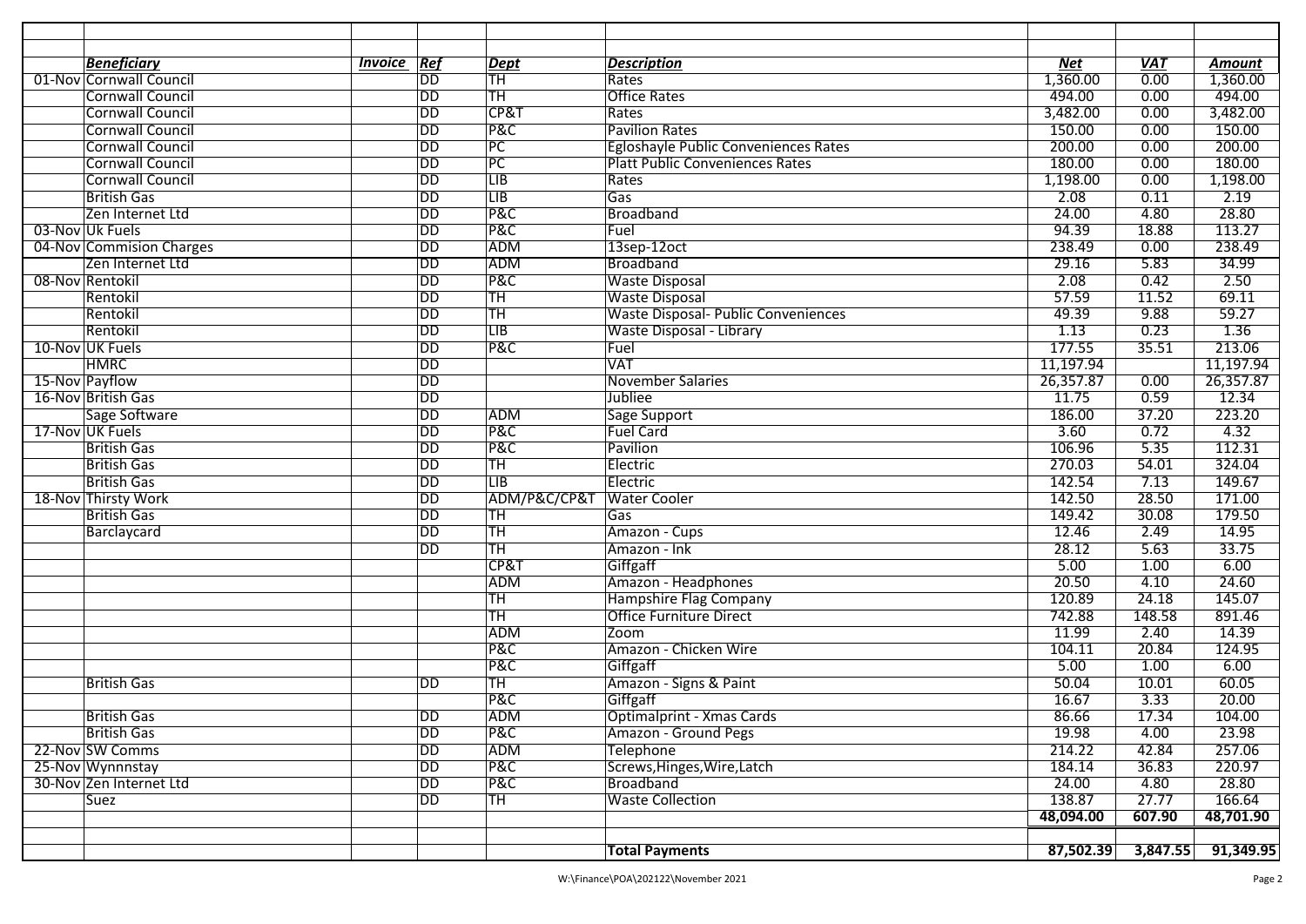| | Beneficiary | Invoice | Ref | Dept | Description | Net | VAT | Amount |
|---|---|---|---|---|---|---|---|---|
| 01-Nov | Cornwall Council | | DD | TH | Rates | 1,360.00 | 0.00 | 1,360.00 |
| | Cornwall Council | | DD | TH | Office Rates | 494.00 | 0.00 | 494.00 |
| | Cornwall Council | | DD | CP&T | Rates | 3,482.00 | 0.00 | 3,482.00 |
| | Cornwall Council | | DD | P&C | Pavilion Rates | 150.00 | 0.00 | 150.00 |
| | Cornwall Council | | DD | PC | Egloshayle Public Conveniences Rates | 200.00 | 0.00 | 200.00 |
| | Cornwall Council | | DD | PC | Platt Public Conveniences Rates | 180.00 | 0.00 | 180.00 |
| | Cornwall Council | | DD | LIB | Rates | 1,198.00 | 0.00 | 1,198.00 |
| | British Gas | | DD | LIB | Gas | 2.08 | 0.11 | 2.19 |
| | Zen Internet Ltd | | DD | P&C | Broadband | 24.00 | 4.80 | 28.80 |
| 03-Nov | Uk Fuels | | DD | P&C | Fuel | 94.39 | 18.88 | 113.27 |
| 04-Nov | Commision Charges | | DD | ADM | 13sep-12oct | 238.49 | 0.00 | 238.49 |
| | Zen Internet Ltd | | DD | ADM | Broadband | 29.16 | 5.83 | 34.99 |
| 08-Nov | Rentokil | | DD | P&C | Waste Disposal | 2.08 | 0.42 | 2.50 |
| | Rentokil | | DD | TH | Waste Disposal | 57.59 | 11.52 | 69.11 |
| | Rentokil | | DD | TH | Waste Disposal- Public Conveniences | 49.39 | 9.88 | 59.27 |
| | Rentokil | | DD | LIB | Waste Disposal - Library | 1.13 | 0.23 | 1.36 |
| 10-Nov | UK Fuels | | DD | P&C | Fuel | 177.55 | 35.51 | 213.06 |
| | HMRC | | DD | | VAT | 11,197.94 | | 11,197.94 |
| 15-Nov | Payflow | | DD | | November Salaries | 26,357.87 | 0.00 | 26,357.87 |
| 16-Nov | British Gas | | DD | | Jubliee | 11.75 | 0.59 | 12.34 |
| | Sage Software | | DD | ADM | Sage Support | 186.00 | 37.20 | 223.20 |
| 17-Nov | UK Fuels | | DD | P&C | Fuel Card | 3.60 | 0.72 | 4.32 |
| | British Gas | | DD | P&C | Pavilion | 106.96 | 5.35 | 112.31 |
| | British Gas | | DD | TH | Electric | 270.03 | 54.01 | 324.04 |
| | British Gas | | DD | LIB | Electric | 142.54 | 7.13 | 149.67 |
| 18-Nov | Thirsty Work | | DD | ADM/P&C/CP&T | Water Cooler | 142.50 | 28.50 | 171.00 |
| | British Gas | | DD | TH | Gas | 149.42 | 30.08 | 179.50 |
| | Barclaycard | | DD | TH | Amazon - Cups | 12.46 | 2.49 | 14.95 |
| | | | DD | TH | Amazon - Ink | 28.12 | 5.63 | 33.75 |
| | | | | CP&T | Giffgaff | 5.00 | 1.00 | 6.00 |
| | | | | ADM | Amazon - Headphones | 20.50 | 4.10 | 24.60 |
| | | | | TH | Hampshire Flag Company | 120.89 | 24.18 | 145.07 |
| | | | | TH | Office Furniture Direct | 742.88 | 148.58 | 891.46 |
| | | | | ADM | Zoom | 11.99 | 2.40 | 14.39 |
| | | | | P&C | Amazon - Chicken Wire | 104.11 | 20.84 | 124.95 |
| | | | | P&C | Giffgaff | 5.00 | 1.00 | 6.00 |
| | British Gas | | DD | TH | Amazon - Signs & Paint | 50.04 | 10.01 | 60.05 |
| | | | | P&C | Giffgaff | 16.67 | 3.33 | 20.00 |
| | British Gas | | DD | ADM | Optimalprint - Xmas Cards | 86.66 | 17.34 | 104.00 |
| | British Gas | | DD | P&C | Amazon - Ground Pegs | 19.98 | 4.00 | 23.98 |
| 22-Nov | SW Comms | | DD | ADM | Telephone | 214.22 | 42.84 | 257.06 |
| 25-Nov | Wynnnstay | | DD | P&C | Screws,Hinges,Wire,Latch | 184.14 | 36.83 | 220.97 |
| 30-Nov | Zen Internet Ltd | | DD | P&C | Broadband | 24.00 | 4.80 | 28.80 |
| | Suez | | DD | TH | Waste Collection | 138.87 | 27.77 | 166.64 |
| | | | | | | 48,094.00 | 607.90 | 48,701.90 |
| | | | | | **Total Payments** | **87,502.39** | **3,847.55** | **91,349.95** |

W:\Finance\POA\202122\November 2021